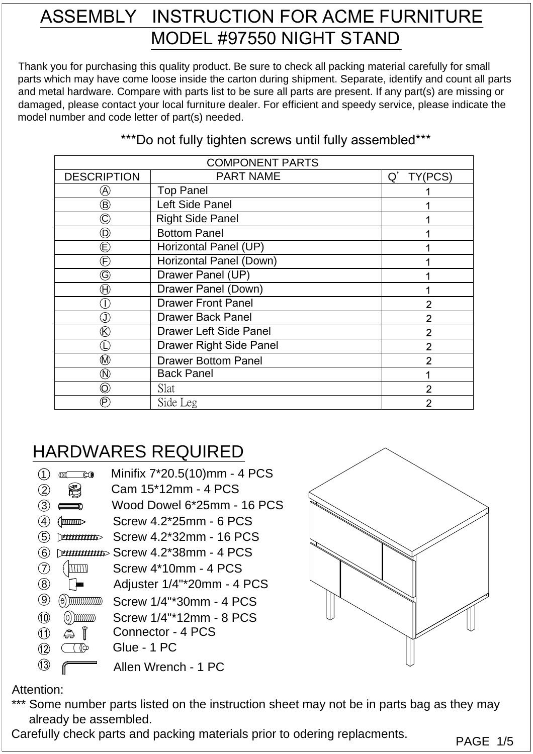# ASSEMBLY INSTRUCTION FOR ACME FURNITURE

## MODEL #97550 NIGHT STAND

Thank you for purchasing this quality product. Be sure to check all packing material carefully for small parts which may have come loose inside the carton during shipment. Separate, identify and count all parts and metal hardware. Compare with parts list to be sure all parts are present. If any part(s) are missing or damaged, please contact your local furniture dealer. For efficient and speedy service, please indicate the model number and code letter of part(s) needed.

***Do not fully tighten screws until fully assembled***

| COMPONENT PARTS | | |
|---|---|---|
| DESCRIPTION | PART NAME | Q'TY(PCS) |
| Ⓐ | Top Panel | 1 |
| Ⓑ | Left Side Panel | 1 |
| Ⓒ | Right Side Panel | 1 |
| Ⓓ | Bottom Panel | 1 |
| Ⓔ | Horizontal Panel (UP) | 1 |
| Ⓕ | Horizontal Panel (Down) | 1 |
| Ⓖ | Drawer Panel (UP) | 1 |
| Ⓗ | Drawer Panel (Down) | 1 |
| Ⓘ | Drawer Front Panel | 2 |
| Ⓙ | Drawer Back Panel | 2 |
| Ⓚ | Drawer Left Side Panel | 2 |
| Ⓛ | Drawer Right Side Panel | 2 |
| Ⓜ | Drawer Bottom Panel | 2 |
| Ⓝ | Back Panel | 1 |
| Ⓞ | Slat | 2 |
| Ⓟ | Side Leg | 2 |

## HARDWARES REQUIRED

1. Minifix 7*20.5(10)mm - 4 PCS
2. Cam 15*12mm - 4 PCS
3. Wood Dowel 6*25mm - 16 PCS
4. Screw 4.2*25mm - 6 PCS
5. Screw 4.2*32mm - 16 PCS
6. Screw 4.2*38mm - 4 PCS
7. Screw 4*10mm - 4 PCS
8. Adjuster 1/4"*20mm - 4 PCS
9. Screw 1/4"*30mm - 4 PCS
10. Screw 1/4"*12mm - 8 PCS
11. Connector - 4 PCS
12. Glue - 1 PC
13. Allen Wrench - 1 PC

Attention:

*** Some number parts listed on the instruction sheet may not be in parts bag as they may already be assembled.

Carefully check parts and packing materials prior to odering replacments.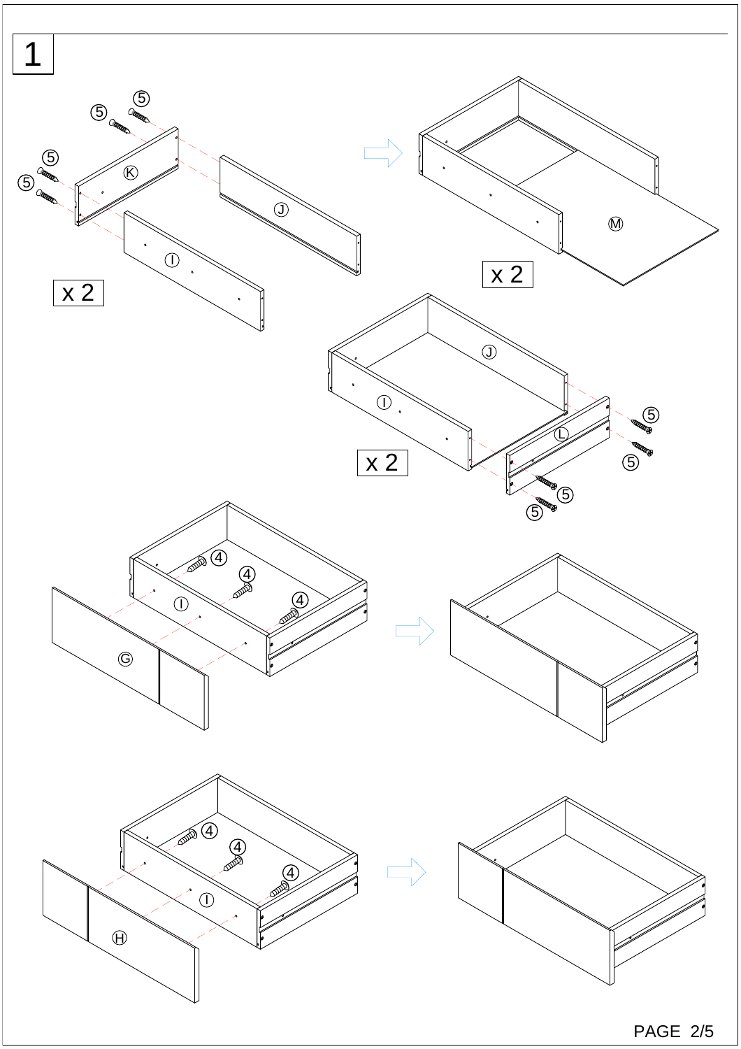1

x 2

x 2

x 2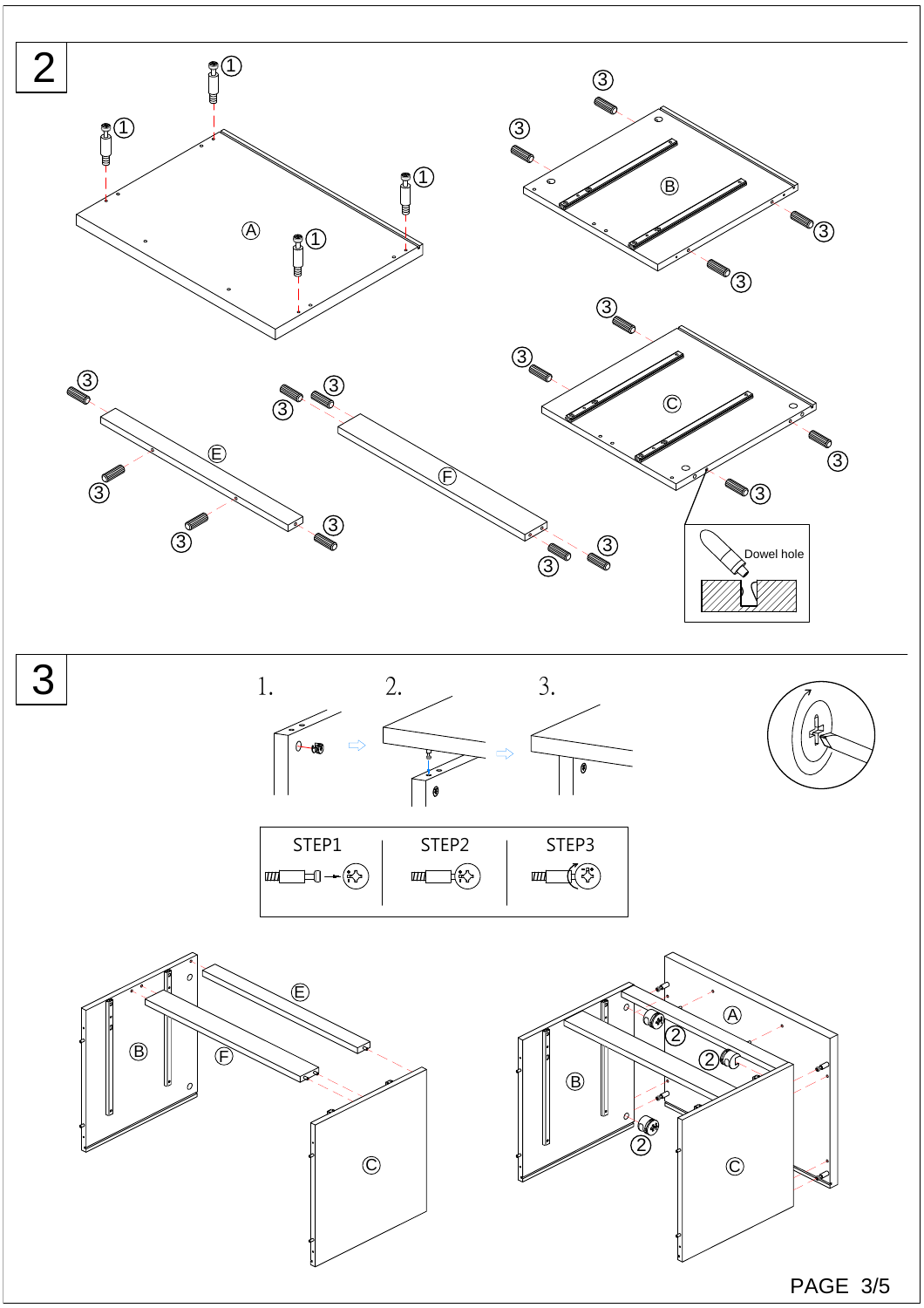# 2

①
①
①
①
Ⓐ

③
③
Ⓑ
③
③

③
③
Ⓒ
③
③

Dowel hole

③
Ⓔ
③
③
③

③
③
Ⓕ
③
③

# 3

1. 2. 3.

| STEP1 | STEP2 | STEP3 |
|---|---|---|

Ⓑ Ⓔ Ⓕ Ⓒ

Ⓐ ② ② Ⓑ ② Ⓒ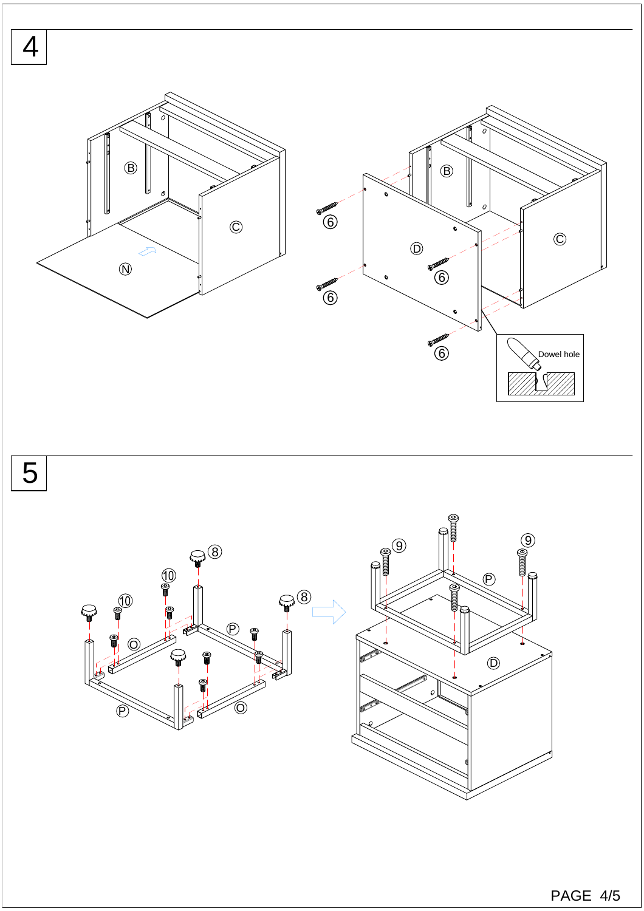4

B

C

N

B

C

D

6

6

6

6

Dowel hole

5

8

10

10

8

O

P

P

O

9

9

P

D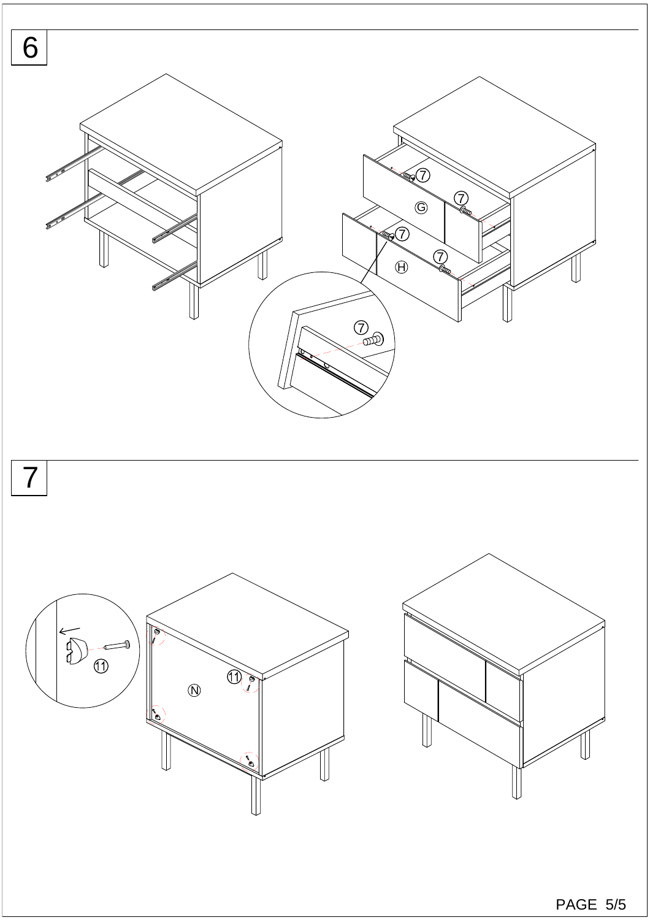6

⑦

Ⓖ

⑦

⑦

Ⓗ

⑦

⑦

7

⑪

Ⓝ

⑪